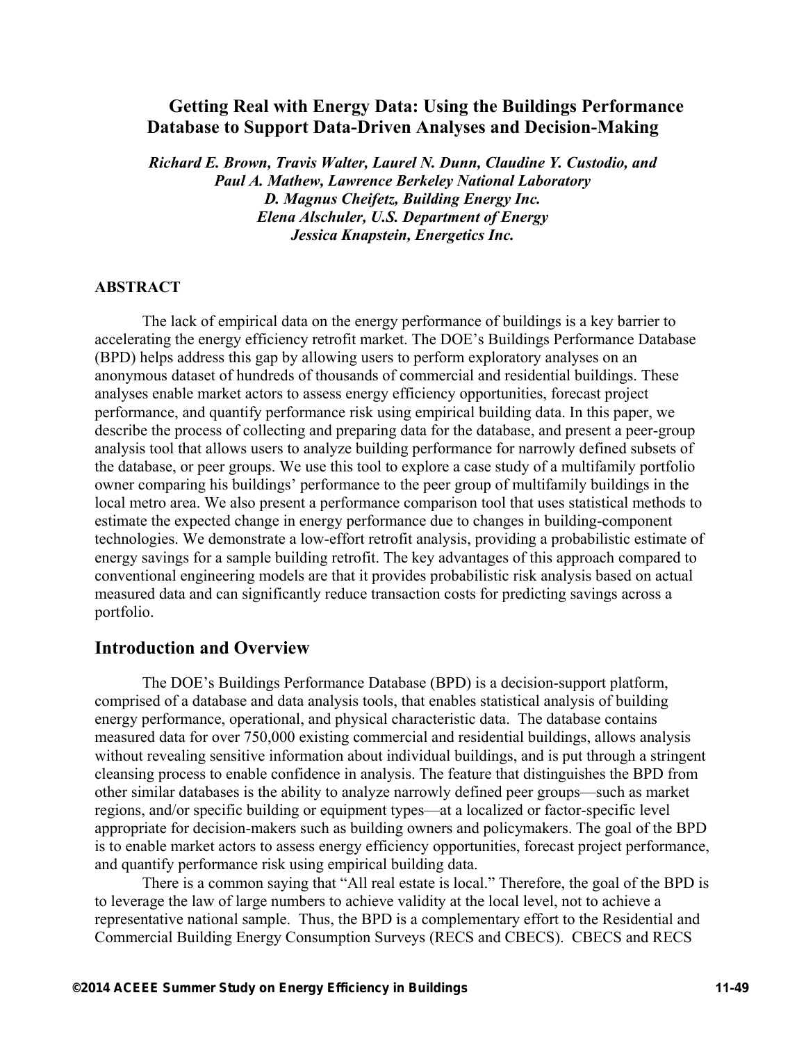# Getting Real with Energy Data: Using the Buildings Performance Database to Support Data-Driven Analyses and Decision-Making

***Richard E. Brown, Travis Walter, Laurel N. Dunn, Claudine Y. Custodio, and Paul A. Mathew, Lawrence Berkeley National Laboratory***
***D. Magnus Cheifetz, Building Energy Inc.***
***Elena Alschuler, U.S. Department of Energy***
***Jessica Knapstein, Energetics Inc.***

## ABSTRACT

The lack of empirical data on the energy performance of buildings is a key barrier to accelerating the energy efficiency retrofit market. The DOE's Buildings Performance Database (BPD) helps address this gap by allowing users to perform exploratory analyses on an anonymous dataset of hundreds of thousands of commercial and residential buildings. These analyses enable market actors to assess energy efficiency opportunities, forecast project performance, and quantify performance risk using empirical building data. In this paper, we describe the process of collecting and preparing data for the database, and present a peer-group analysis tool that allows users to analyze building performance for narrowly defined subsets of the database, or peer groups. We use this tool to explore a case study of a multifamily portfolio owner comparing his buildings' performance to the peer group of multifamily buildings in the local metro area. We also present a performance comparison tool that uses statistical methods to estimate the expected change in energy performance due to changes in building-component technologies. We demonstrate a low-effort retrofit analysis, providing a probabilistic estimate of energy savings for a sample building retrofit. The key advantages of this approach compared to conventional engineering models are that it provides probabilistic risk analysis based on actual measured data and can significantly reduce transaction costs for predicting savings across a portfolio.

## Introduction and Overview

The DOE's Buildings Performance Database (BPD) is a decision-support platform, comprised of a database and data analysis tools, that enables statistical analysis of building energy performance, operational, and physical characteristic data. The database contains measured data for over 750,000 existing commercial and residential buildings, allows analysis without revealing sensitive information about individual buildings, and is put through a stringent cleansing process to enable confidence in analysis. The feature that distinguishes the BPD from other similar databases is the ability to analyze narrowly defined peer groups—such as market regions, and/or specific building or equipment types—at a localized or factor-specific level appropriate for decision-makers such as building owners and policymakers. The goal of the BPD is to enable market actors to assess energy efficiency opportunities, forecast project performance, and quantify performance risk using empirical building data.

There is a common saying that "All real estate is local." Therefore, the goal of the BPD is to leverage the law of large numbers to achieve validity at the local level, not to achieve a representative national sample. Thus, the BPD is a complementary effort to the Residential and Commercial Building Energy Consumption Surveys (RECS and CBECS). CBECS and RECS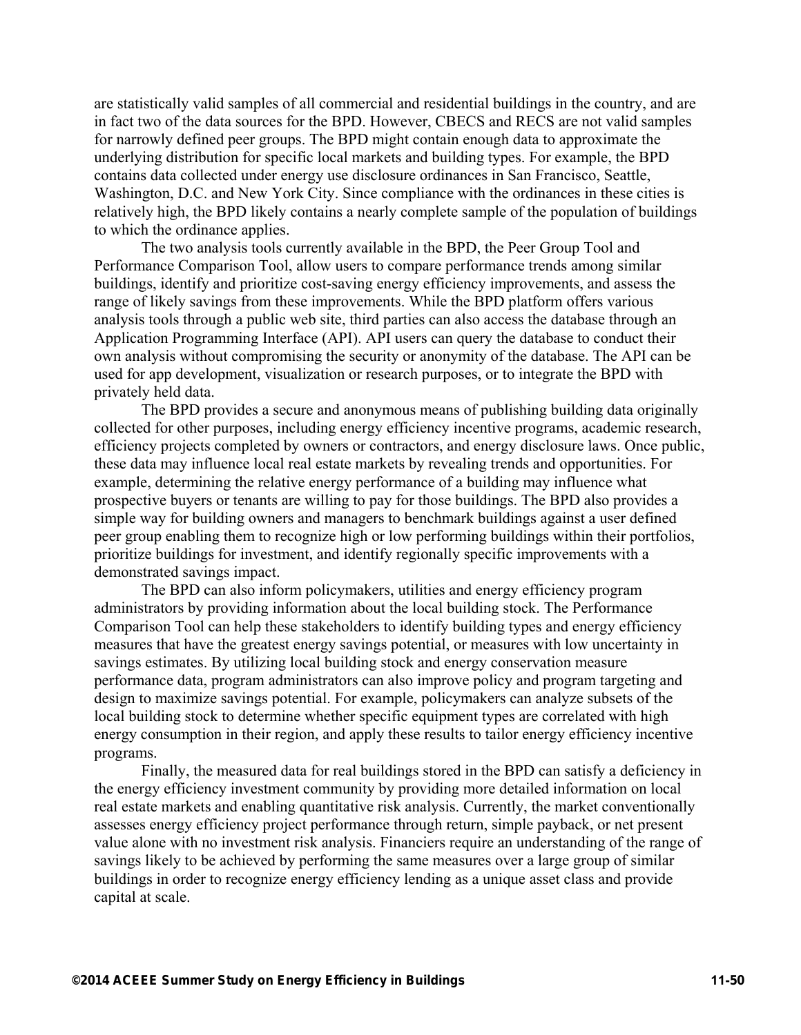are statistically valid samples of all commercial and residential buildings in the country, and are in fact two of the data sources for the BPD. However, CBECS and RECS are not valid samples for narrowly defined peer groups. The BPD might contain enough data to approximate the underlying distribution for specific local markets and building types. For example, the BPD contains data collected under energy use disclosure ordinances in San Francisco, Seattle, Washington, D.C. and New York City. Since compliance with the ordinances in these cities is relatively high, the BPD likely contains a nearly complete sample of the population of buildings to which the ordinance applies.

The two analysis tools currently available in the BPD, the Peer Group Tool and Performance Comparison Tool, allow users to compare performance trends among similar buildings, identify and prioritize cost-saving energy efficiency improvements, and assess the range of likely savings from these improvements. While the BPD platform offers various analysis tools through a public web site, third parties can also access the database through an Application Programming Interface (API). API users can query the database to conduct their own analysis without compromising the security or anonymity of the database. The API can be used for app development, visualization or research purposes, or to integrate the BPD with privately held data.

The BPD provides a secure and anonymous means of publishing building data originally collected for other purposes, including energy efficiency incentive programs, academic research, efficiency projects completed by owners or contractors, and energy disclosure laws. Once public, these data may influence local real estate markets by revealing trends and opportunities. For example, determining the relative energy performance of a building may influence what prospective buyers or tenants are willing to pay for those buildings. The BPD also provides a simple way for building owners and managers to benchmark buildings against a user defined peer group enabling them to recognize high or low performing buildings within their portfolios, prioritize buildings for investment, and identify regionally specific improvements with a demonstrated savings impact.

The BPD can also inform policymakers, utilities and energy efficiency program administrators by providing information about the local building stock. The Performance Comparison Tool can help these stakeholders to identify building types and energy efficiency measures that have the greatest energy savings potential, or measures with low uncertainty in savings estimates. By utilizing local building stock and energy conservation measure performance data, program administrators can also improve policy and program targeting and design to maximize savings potential. For example, policymakers can analyze subsets of the local building stock to determine whether specific equipment types are correlated with high energy consumption in their region, and apply these results to tailor energy efficiency incentive programs.

Finally, the measured data for real buildings stored in the BPD can satisfy a deficiency in the energy efficiency investment community by providing more detailed information on local real estate markets and enabling quantitative risk analysis. Currently, the market conventionally assesses energy efficiency project performance through return, simple payback, or net present value alone with no investment risk analysis. Financiers require an understanding of the range of savings likely to be achieved by performing the same measures over a large group of similar buildings in order to recognize energy efficiency lending as a unique asset class and provide capital at scale.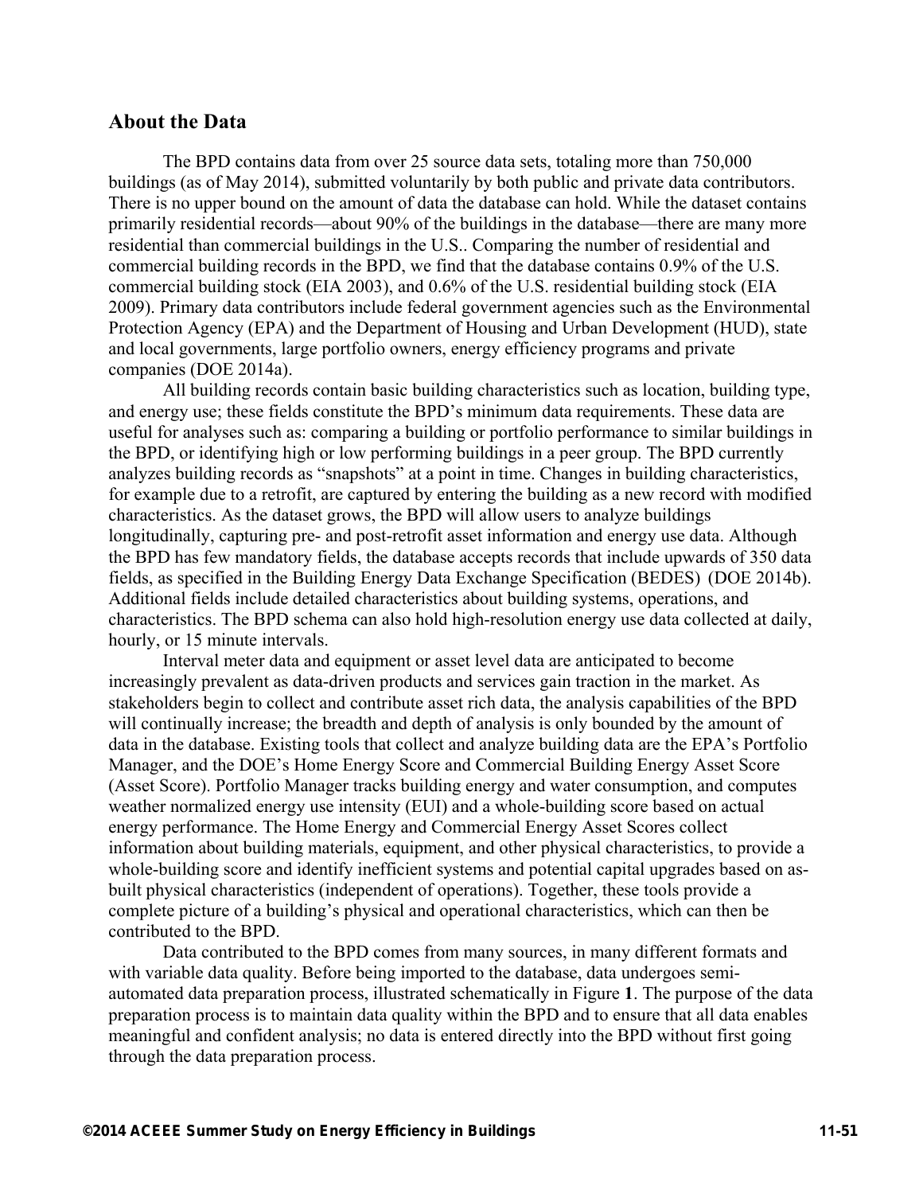## About the Data

The BPD contains data from over 25 source data sets, totaling more than 750,000 buildings (as of May 2014), submitted voluntarily by both public and private data contributors. There is no upper bound on the amount of data the database can hold. While the dataset contains primarily residential records—about 90% of the buildings in the database—there are many more residential than commercial buildings in the U.S.. Comparing the number of residential and commercial building records in the BPD, we find that the database contains 0.9% of the U.S. commercial building stock (EIA 2003), and 0.6% of the U.S. residential building stock (EIA 2009). Primary data contributors include federal government agencies such as the Environmental Protection Agency (EPA) and the Department of Housing and Urban Development (HUD), state and local governments, large portfolio owners, energy efficiency programs and private companies (DOE 2014a).

All building records contain basic building characteristics such as location, building type, and energy use; these fields constitute the BPD's minimum data requirements. These data are useful for analyses such as: comparing a building or portfolio performance to similar buildings in the BPD, or identifying high or low performing buildings in a peer group. The BPD currently analyzes building records as "snapshots" at a point in time. Changes in building characteristics, for example due to a retrofit, are captured by entering the building as a new record with modified characteristics. As the dataset grows, the BPD will allow users to analyze buildings longitudinally, capturing pre- and post-retrofit asset information and energy use data. Although the BPD has few mandatory fields, the database accepts records that include upwards of 350 data fields, as specified in the Building Energy Data Exchange Specification (BEDES) (DOE 2014b). Additional fields include detailed characteristics about building systems, operations, and characteristics. The BPD schema can also hold high-resolution energy use data collected at daily, hourly, or 15 minute intervals.

Interval meter data and equipment or asset level data are anticipated to become increasingly prevalent as data-driven products and services gain traction in the market. As stakeholders begin to collect and contribute asset rich data, the analysis capabilities of the BPD will continually increase; the breadth and depth of analysis is only bounded by the amount of data in the database. Existing tools that collect and analyze building data are the EPA's Portfolio Manager, and the DOE's Home Energy Score and Commercial Building Energy Asset Score (Asset Score). Portfolio Manager tracks building energy and water consumption, and computes weather normalized energy use intensity (EUI) and a whole-building score based on actual energy performance. The Home Energy and Commercial Energy Asset Scores collect information about building materials, equipment, and other physical characteristics, to provide a whole-building score and identify inefficient systems and potential capital upgrades based on as-built physical characteristics (independent of operations). Together, these tools provide a complete picture of a building's physical and operational characteristics, which can then be contributed to the BPD.

Data contributed to the BPD comes from many sources, in many different formats and with variable data quality. Before being imported to the database, data undergoes semi-automated data preparation process, illustrated schematically in Figure **1**. The purpose of the data preparation process is to maintain data quality within the BPD and to ensure that all data enables meaningful and confident analysis; no data is entered directly into the BPD without first going through the data preparation process.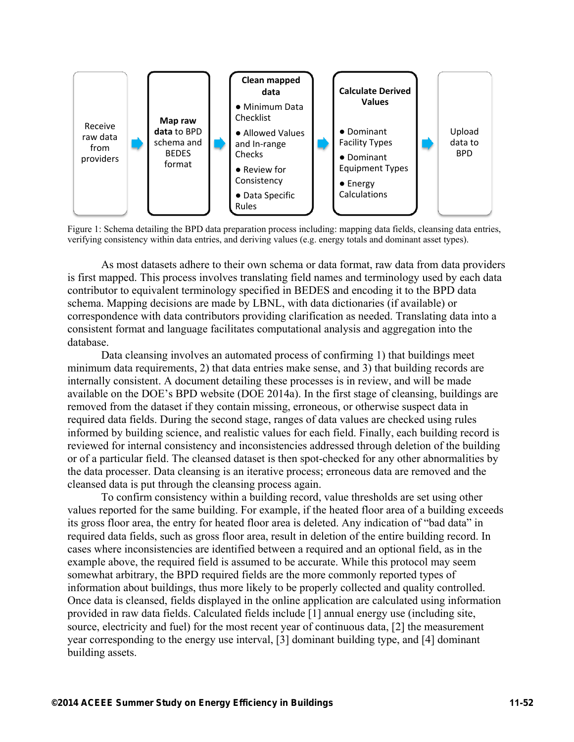Receive raw data from providers → **Map raw data** to BPD schema and BEDES format → **Clean mapped data**
- Minimum Data Checklist
- Allowed Values and In-range Checks
- Review for Consistency
- Data Specific Rules

→ **Calculate Derived Values**
- Dominant Facility Types
- Dominant Equipment Types
- Energy Calculations

→ Upload data to BPD

Figure 1: Schema detailing the BPD data preparation process including: mapping data fields, cleansing data entries, verifying consistency within data entries, and deriving values (e.g. energy totals and dominant asset types).

As most datasets adhere to their own schema or data format, raw data from data providers is first mapped. This process involves translating field names and terminology used by each data contributor to equivalent terminology specified in BEDES and encoding it to the BPD data schema. Mapping decisions are made by LBNL, with data dictionaries (if available) or correspondence with data contributors providing clarification as needed. Translating data into a consistent format and language facilitates computational analysis and aggregation into the database.

Data cleansing involves an automated process of confirming 1) that buildings meet minimum data requirements, 2) that data entries make sense, and 3) that building records are internally consistent. A document detailing these processes is in review, and will be made available on the DOE's BPD website (DOE 2014a). In the first stage of cleansing, buildings are removed from the dataset if they contain missing, erroneous, or otherwise suspect data in required data fields. During the second stage, ranges of data values are checked using rules informed by building science, and realistic values for each field. Finally, each building record is reviewed for internal consistency and inconsistencies addressed through deletion of the building or of a particular field. The cleansed dataset is then spot-checked for any other abnormalities by the data processer. Data cleansing is an iterative process; erroneous data are removed and the cleansed data is put through the cleansing process again.

To confirm consistency within a building record, value thresholds are set using other values reported for the same building. For example, if the heated floor area of a building exceeds its gross floor area, the entry for heated floor area is deleted. Any indication of "bad data" in required data fields, such as gross floor area, result in deletion of the entire building record. In cases where inconsistencies are identified between a required and an optional field, as in the example above, the required field is assumed to be accurate. While this protocol may seem somewhat arbitrary, the BPD required fields are the more commonly reported types of information about buildings, thus more likely to be properly collected and quality controlled. Once data is cleansed, fields displayed in the online application are calculated using information provided in raw data fields. Calculated fields include [1] annual energy use (including site, source, electricity and fuel) for the most recent year of continuous data, [2] the measurement year corresponding to the energy use interval, [3] dominant building type, and [4] dominant building assets.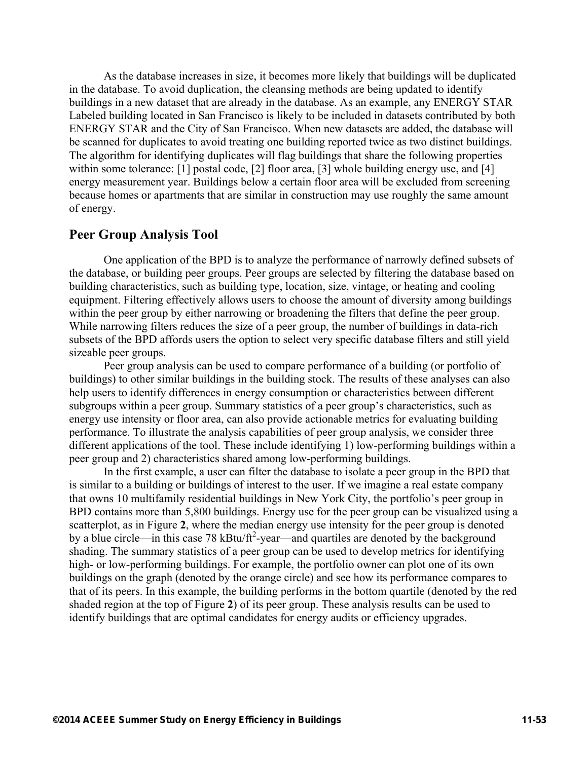As the database increases in size, it becomes more likely that buildings will be duplicated in the database. To avoid duplication, the cleansing methods are being updated to identify buildings in a new dataset that are already in the database. As an example, any ENERGY STAR Labeled building located in San Francisco is likely to be included in datasets contributed by both ENERGY STAR and the City of San Francisco. When new datasets are added, the database will be scanned for duplicates to avoid treating one building reported twice as two distinct buildings. The algorithm for identifying duplicates will flag buildings that share the following properties within some tolerance: [1] postal code, [2] floor area, [3] whole building energy use, and [4] energy measurement year. Buildings below a certain floor area will be excluded from screening because homes or apartments that are similar in construction may use roughly the same amount of energy.

## Peer Group Analysis Tool

One application of the BPD is to analyze the performance of narrowly defined subsets of the database, or building peer groups. Peer groups are selected by filtering the database based on building characteristics, such as building type, location, size, vintage, or heating and cooling equipment. Filtering effectively allows users to choose the amount of diversity among buildings within the peer group by either narrowing or broadening the filters that define the peer group. While narrowing filters reduces the size of a peer group, the number of buildings in data-rich subsets of the BPD affords users the option to select very specific database filters and still yield sizeable peer groups.

Peer group analysis can be used to compare performance of a building (or portfolio of buildings) to other similar buildings in the building stock. The results of these analyses can also help users to identify differences in energy consumption or characteristics between different subgroups within a peer group. Summary statistics of a peer group's characteristics, such as energy use intensity or floor area, can also provide actionable metrics for evaluating building performance. To illustrate the analysis capabilities of peer group analysis, we consider three different applications of the tool. These include identifying 1) low-performing buildings within a peer group and 2) characteristics shared among low-performing buildings.

In the first example, a user can filter the database to isolate a peer group in the BPD that is similar to a building or buildings of interest to the user. If we imagine a real estate company that owns 10 multifamily residential buildings in New York City, the portfolio's peer group in BPD contains more than 5,800 buildings. Energy use for the peer group can be visualized using a scatterplot, as in Figure **2**, where the median energy use intensity for the peer group is denoted by a blue circle—in this case 78 kBtu/ft$^2$-year—and quartiles are denoted by the background shading. The summary statistics of a peer group can be used to develop metrics for identifying high- or low-performing buildings. For example, the portfolio owner can plot one of its own buildings on the graph (denoted by the orange circle) and see how its performance compares to that of its peers. In this example, the building performs in the bottom quartile (denoted by the red shaded region at the top of Figure **2**) of its peer group. These analysis results can be used to identify buildings that are optimal candidates for energy audits or efficiency upgrades.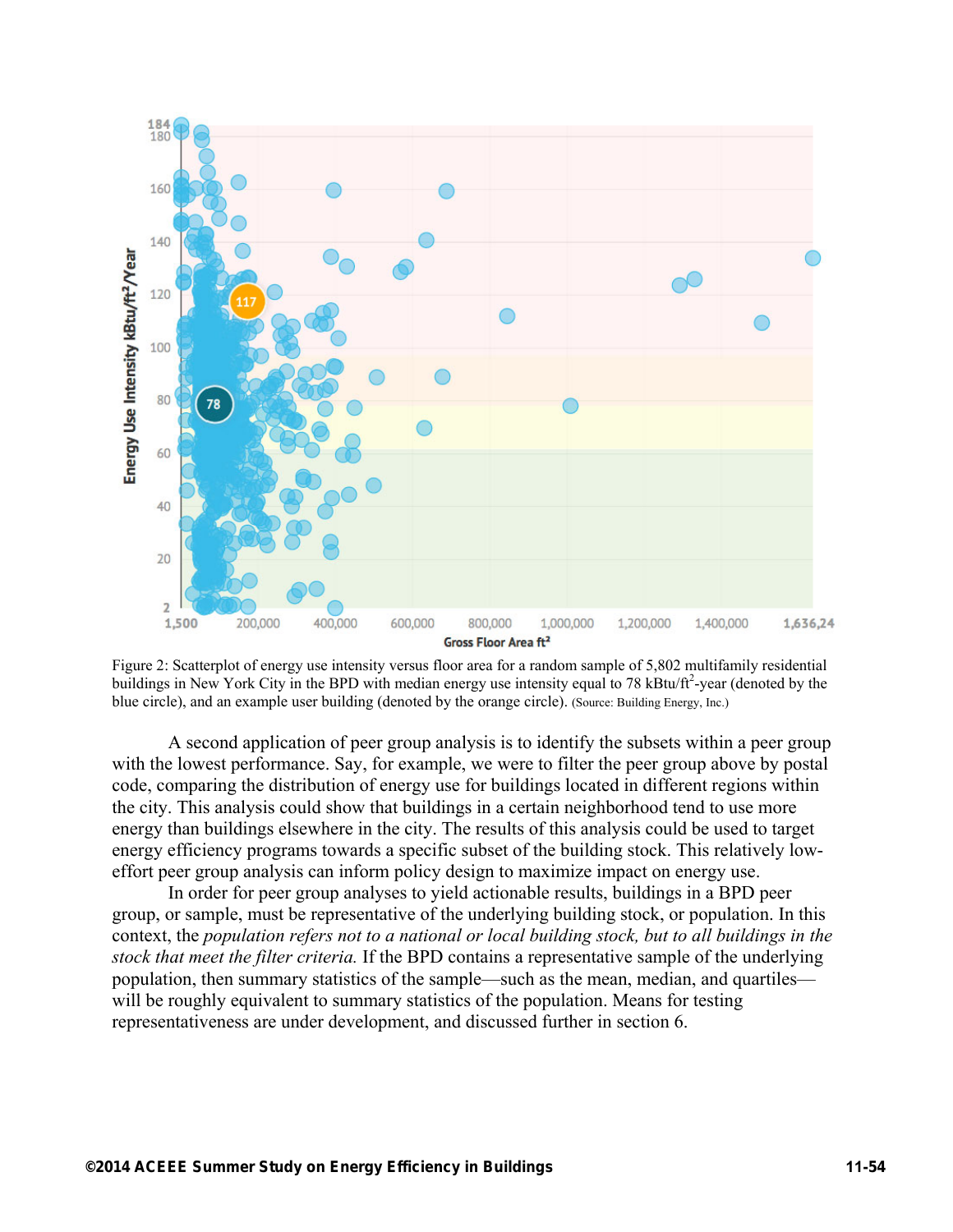Figure 2: Scatterplot of energy use intensity versus floor area for a random sample of 5,802 multifamily residential buildings in New York City in the BPD with median energy use intensity equal to 78 kBtu/ft$^2$-year (denoted by the blue circle), and an example user building (denoted by the orange circle). (Source: Building Energy, Inc.)

A second application of peer group analysis is to identify the subsets within a peer group with the lowest performance. Say, for example, we were to filter the peer group above by postal code, comparing the distribution of energy use for buildings located in different regions within the city. This analysis could show that buildings in a certain neighborhood tend to use more energy than buildings elsewhere in the city. The results of this analysis could be used to target energy efficiency programs towards a specific subset of the building stock. This relatively low-effort peer group analysis can inform policy design to maximize impact on energy use.

In order for peer group analyses to yield actionable results, buildings in a BPD peer group, or sample, must be representative of the underlying building stock, or population. In this context, the *population refers not to a national or local building stock, but to all buildings in the stock that meet the filter criteria.* If the BPD contains a representative sample of the underlying population, then summary statistics of the sample—such as the mean, median, and quartiles—will be roughly equivalent to summary statistics of the population. Means for testing representativeness are under development, and discussed further in section 6.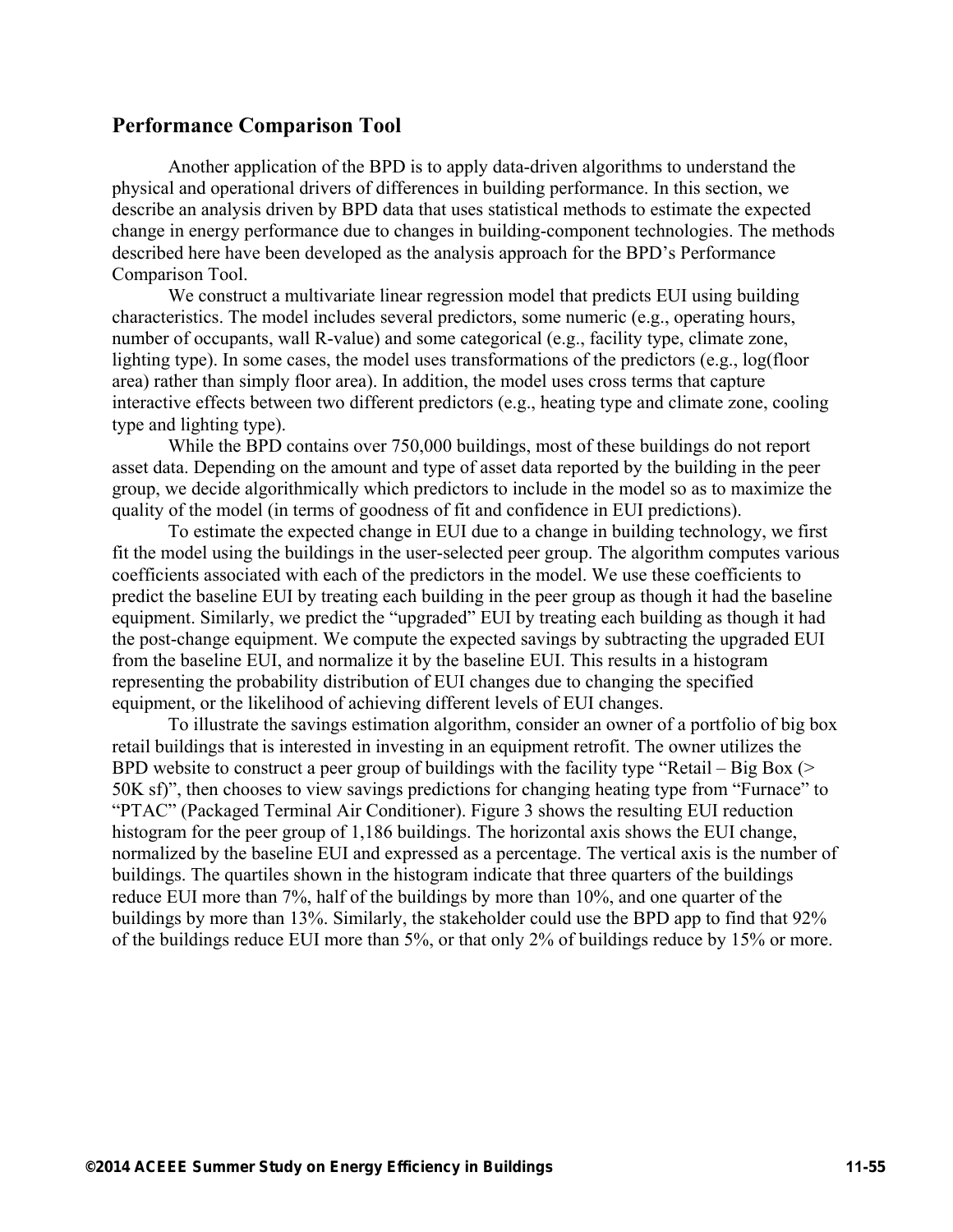## Performance Comparison Tool

Another application of the BPD is to apply data-driven algorithms to understand the physical and operational drivers of differences in building performance. In this section, we describe an analysis driven by BPD data that uses statistical methods to estimate the expected change in energy performance due to changes in building-component technologies. The methods described here have been developed as the analysis approach for the BPD's Performance Comparison Tool.

We construct a multivariate linear regression model that predicts EUI using building characteristics. The model includes several predictors, some numeric (e.g., operating hours, number of occupants, wall R-value) and some categorical (e.g., facility type, climate zone, lighting type). In some cases, the model uses transformations of the predictors (e.g., log(floor area) rather than simply floor area). In addition, the model uses cross terms that capture interactive effects between two different predictors (e.g., heating type and climate zone, cooling type and lighting type).

While the BPD contains over 750,000 buildings, most of these buildings do not report asset data. Depending on the amount and type of asset data reported by the building in the peer group, we decide algorithmically which predictors to include in the model so as to maximize the quality of the model (in terms of goodness of fit and confidence in EUI predictions).

To estimate the expected change in EUI due to a change in building technology, we first fit the model using the buildings in the user-selected peer group. The algorithm computes various coefficients associated with each of the predictors in the model. We use these coefficients to predict the baseline EUI by treating each building in the peer group as though it had the baseline equipment. Similarly, we predict the "upgraded" EUI by treating each building as though it had the post-change equipment. We compute the expected savings by subtracting the upgraded EUI from the baseline EUI, and normalize it by the baseline EUI. This results in a histogram representing the probability distribution of EUI changes due to changing the specified equipment, or the likelihood of achieving different levels of EUI changes.

To illustrate the savings estimation algorithm, consider an owner of a portfolio of big box retail buildings that is interested in investing in an equipment retrofit. The owner utilizes the BPD website to construct a peer group of buildings with the facility type "Retail – Big Box (> 50K sf)", then chooses to view savings predictions for changing heating type from "Furnace" to "PTAC" (Packaged Terminal Air Conditioner). Figure 3 shows the resulting EUI reduction histogram for the peer group of 1,186 buildings. The horizontal axis shows the EUI change, normalized by the baseline EUI and expressed as a percentage. The vertical axis is the number of buildings. The quartiles shown in the histogram indicate that three quarters of the buildings reduce EUI more than 7%, half of the buildings by more than 10%, and one quarter of the buildings by more than 13%. Similarly, the stakeholder could use the BPD app to find that 92% of the buildings reduce EUI more than 5%, or that only 2% of buildings reduce by 15% or more.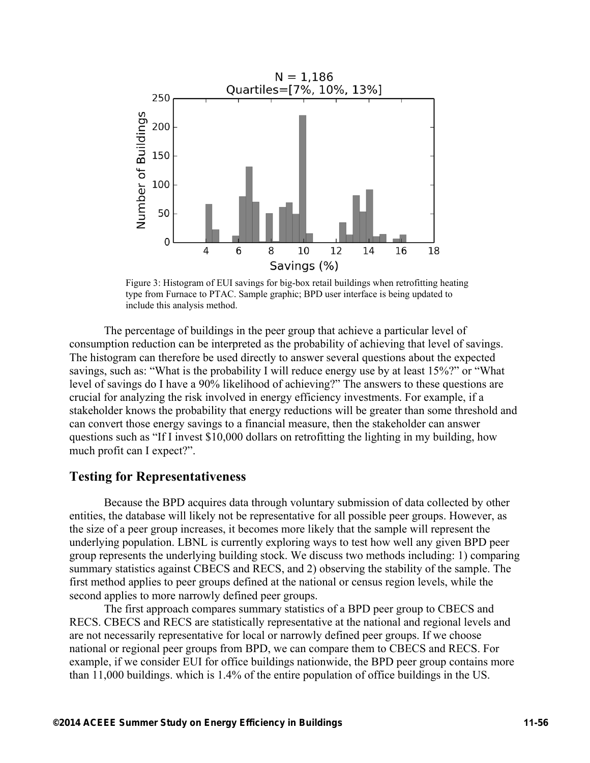Figure 3: Histogram of EUI savings for big-box retail buildings when retrofitting heating type from Furnace to PTAC. Sample graphic; BPD user interface is being updated to include this analysis method.

The percentage of buildings in the peer group that achieve a particular level of consumption reduction can be interpreted as the probability of achieving that level of savings. The histogram can therefore be used directly to answer several questions about the expected savings, such as: "What is the probability I will reduce energy use by at least 15%?" or "What level of savings do I have a 90% likelihood of achieving?" The answers to these questions are crucial for analyzing the risk involved in energy efficiency investments. For example, if a stakeholder knows the probability that energy reductions will be greater than some threshold and can convert those energy savings to a financial measure, then the stakeholder can answer questions such as "If I invest $10,000 dollars on retrofitting the lighting in my building, how much profit can I expect?".

## Testing for Representativeness

Because the BPD acquires data through voluntary submission of data collected by other entities, the database will likely not be representative for all possible peer groups. However, as the size of a peer group increases, it becomes more likely that the sample will represent the underlying population. LBNL is currently exploring ways to test how well any given BPD peer group represents the underlying building stock. We discuss two methods including: 1) comparing summary statistics against CBECS and RECS, and 2) observing the stability of the sample. The first method applies to peer groups defined at the national or census region levels, while the second applies to more narrowly defined peer groups.

The first approach compares summary statistics of a BPD peer group to CBECS and RECS. CBECS and RECS are statistically representative at the national and regional levels and are not necessarily representative for local or narrowly defined peer groups. If we choose national or regional peer groups from BPD, we can compare them to CBECS and RECS. For example, if we consider EUI for office buildings nationwide, the BPD peer group contains more than 11,000 buildings. which is 1.4% of the entire population of office buildings in the US.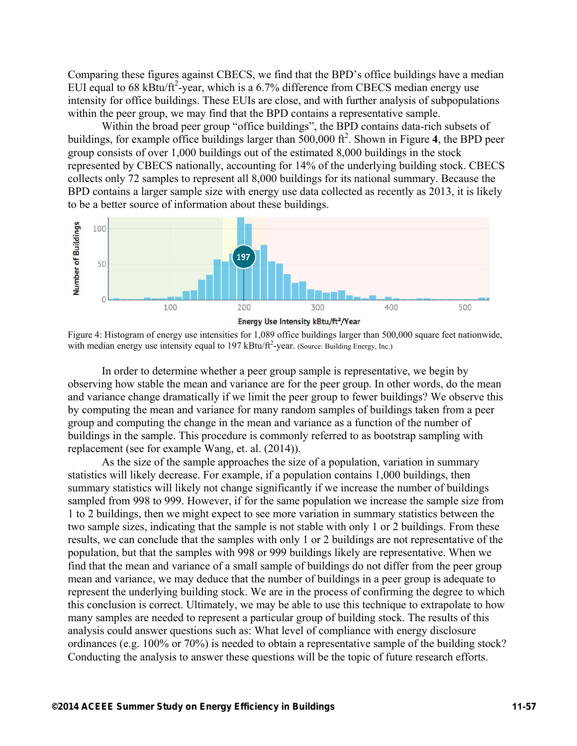Comparing these figures against CBECS, we find that the BPD's office buildings have a median EUI equal to 68 kBtu/ft$^2$-year, which is a 6.7% difference from CBECS median energy use intensity for office buildings. These EUIs are close, and with further analysis of subpopulations within the peer group, we may find that the BPD contains a representative sample.

Within the broad peer group "office buildings", the BPD contains data-rich subsets of buildings, for example office buildings larger than 500,000 ft$^2$. Shown in Figure **4**, the BPD peer group consists of over 1,000 buildings out of the estimated 8,000 buildings in the stock represented by CBECS nationally, accounting for 14% of the underlying building stock. CBECS collects only 72 samples to represent all 8,000 buildings for its national summary. Because the BPD contains a larger sample size with energy use data collected as recently as 2013, it is likely to be a better source of information about these buildings.

Figure 4: Histogram of energy use intensities for 1,089 office buildings larger than 500,000 square feet nationwide, with median energy use intensity equal to 197 kBtu/ft$^2$-year. (Source: Building Energy, Inc.)

In order to determine whether a peer group sample is representative, we begin by observing how stable the mean and variance are for the peer group. In other words, do the mean and variance change dramatically if we limit the peer group to fewer buildings? We observe this by computing the mean and variance for many random samples of buildings taken from a peer group and computing the change in the mean and variance as a function of the number of buildings in the sample. This procedure is commonly referred to as bootstrap sampling with replacement (see for example Wang, et. al. (2014)).

As the size of the sample approaches the size of a population, variation in summary statistics will likely decrease. For example, if a population contains 1,000 buildings, then summary statistics will likely not change significantly if we increase the number of buildings sampled from 998 to 999. However, if for the same population we increase the sample size from 1 to 2 buildings, then we might expect to see more variation in summary statistics between the two sample sizes, indicating that the sample is not stable with only 1 or 2 buildings. From these results, we can conclude that the samples with only 1 or 2 buildings are not representative of the population, but that the samples with 998 or 999 buildings likely are representative. When we find that the mean and variance of a small sample of buildings do not differ from the peer group mean and variance, we may deduce that the number of buildings in a peer group is adequate to represent the underlying building stock. We are in the process of confirming the degree to which this conclusion is correct. Ultimately, we may be able to use this technique to extrapolate to how many samples are needed to represent a particular group of building stock. The results of this analysis could answer questions such as: What level of compliance with energy disclosure ordinances (e.g. 100% or 70%) is needed to obtain a representative sample of the building stock? Conducting the analysis to answer these questions will be the topic of future research efforts.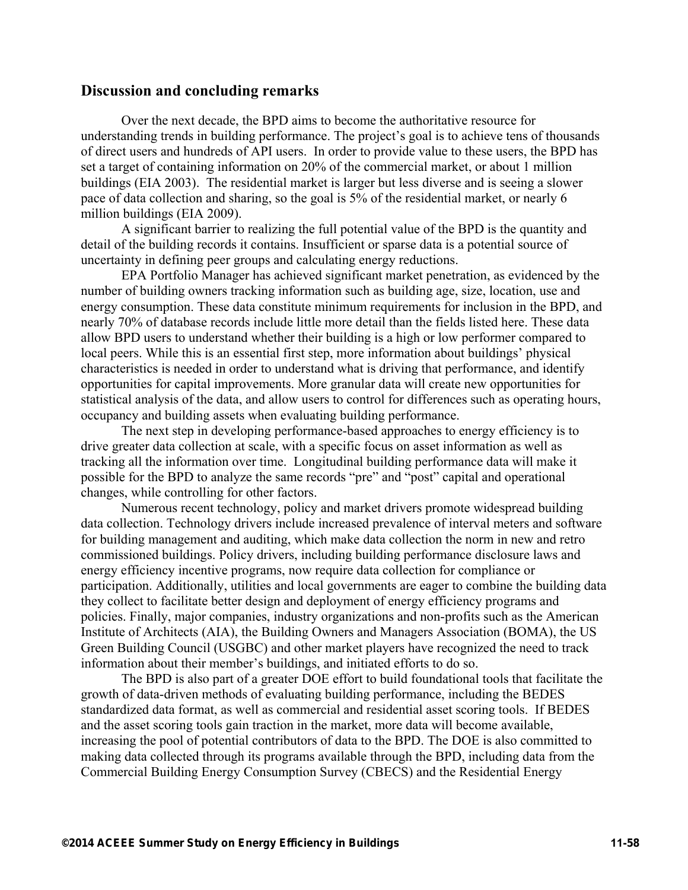## Discussion and concluding remarks

Over the next decade, the BPD aims to become the authoritative resource for understanding trends in building performance. The project's goal is to achieve tens of thousands of direct users and hundreds of API users. In order to provide value to these users, the BPD has set a target of containing information on 20% of the commercial market, or about 1 million buildings (EIA 2003). The residential market is larger but less diverse and is seeing a slower pace of data collection and sharing, so the goal is 5% of the residential market, or nearly 6 million buildings (EIA 2009).

A significant barrier to realizing the full potential value of the BPD is the quantity and detail of the building records it contains. Insufficient or sparse data is a potential source of uncertainty in defining peer groups and calculating energy reductions.

EPA Portfolio Manager has achieved significant market penetration, as evidenced by the number of building owners tracking information such as building age, size, location, use and energy consumption. These data constitute minimum requirements for inclusion in the BPD, and nearly 70% of database records include little more detail than the fields listed here. These data allow BPD users to understand whether their building is a high or low performer compared to local peers. While this is an essential first step, more information about buildings' physical characteristics is needed in order to understand what is driving that performance, and identify opportunities for capital improvements. More granular data will create new opportunities for statistical analysis of the data, and allow users to control for differences such as operating hours, occupancy and building assets when evaluating building performance.

The next step in developing performance-based approaches to energy efficiency is to drive greater data collection at scale, with a specific focus on asset information as well as tracking all the information over time. Longitudinal building performance data will make it possible for the BPD to analyze the same records "pre" and "post" capital and operational changes, while controlling for other factors.

Numerous recent technology, policy and market drivers promote widespread building data collection. Technology drivers include increased prevalence of interval meters and software for building management and auditing, which make data collection the norm in new and retro commissioned buildings. Policy drivers, including building performance disclosure laws and energy efficiency incentive programs, now require data collection for compliance or participation. Additionally, utilities and local governments are eager to combine the building data they collect to facilitate better design and deployment of energy efficiency programs and policies. Finally, major companies, industry organizations and non-profits such as the American Institute of Architects (AIA), the Building Owners and Managers Association (BOMA), the US Green Building Council (USGBC) and other market players have recognized the need to track information about their member's buildings, and initiated efforts to do so.

The BPD is also part of a greater DOE effort to build foundational tools that facilitate the growth of data-driven methods of evaluating building performance, including the BEDES standardized data format, as well as commercial and residential asset scoring tools. If BEDES and the asset scoring tools gain traction in the market, more data will become available, increasing the pool of potential contributors of data to the BPD. The DOE is also committed to making data collected through its programs available through the BPD, including data from the Commercial Building Energy Consumption Survey (CBECS) and the Residential Energy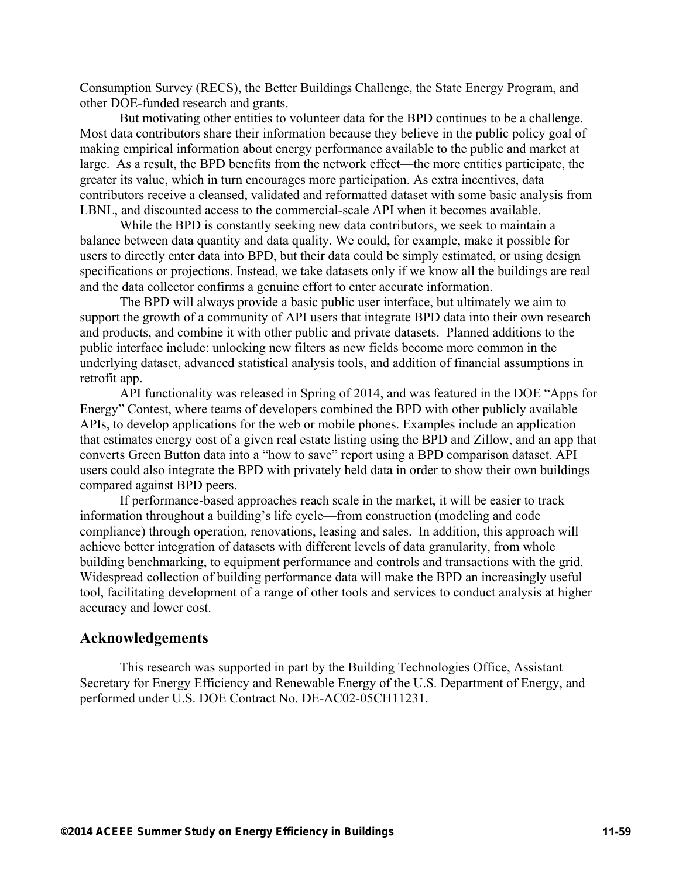Consumption Survey (RECS), the Better Buildings Challenge, the State Energy Program, and other DOE-funded research and grants.

But motivating other entities to volunteer data for the BPD continues to be a challenge. Most data contributors share their information because they believe in the public policy goal of making empirical information about energy performance available to the public and market at large. As a result, the BPD benefits from the network effect—the more entities participate, the greater its value, which in turn encourages more participation. As extra incentives, data contributors receive a cleansed, validated and reformatted dataset with some basic analysis from LBNL, and discounted access to the commercial-scale API when it becomes available.

While the BPD is constantly seeking new data contributors, we seek to maintain a balance between data quantity and data quality. We could, for example, make it possible for users to directly enter data into BPD, but their data could be simply estimated, or using design specifications or projections. Instead, we take datasets only if we know all the buildings are real and the data collector confirms a genuine effort to enter accurate information.

The BPD will always provide a basic public user interface, but ultimately we aim to support the growth of a community of API users that integrate BPD data into their own research and products, and combine it with other public and private datasets. Planned additions to the public interface include: unlocking new filters as new fields become more common in the underlying dataset, advanced statistical analysis tools, and addition of financial assumptions in retrofit app.

API functionality was released in Spring of 2014, and was featured in the DOE "Apps for Energy" Contest, where teams of developers combined the BPD with other publicly available APIs, to develop applications for the web or mobile phones. Examples include an application that estimates energy cost of a given real estate listing using the BPD and Zillow, and an app that converts Green Button data into a "how to save" report using a BPD comparison dataset. API users could also integrate the BPD with privately held data in order to show their own buildings compared against BPD peers.

If performance-based approaches reach scale in the market, it will be easier to track information throughout a building's life cycle—from construction (modeling and code compliance) through operation, renovations, leasing and sales. In addition, this approach will achieve better integration of datasets with different levels of data granularity, from whole building benchmarking, to equipment performance and controls and transactions with the grid. Widespread collection of building performance data will make the BPD an increasingly useful tool, facilitating development of a range of other tools and services to conduct analysis at higher accuracy and lower cost.

## Acknowledgements

This research was supported in part by the Building Technologies Office, Assistant Secretary for Energy Efficiency and Renewable Energy of the U.S. Department of Energy, and performed under U.S. DOE Contract No. DE-AC02-05CH11231.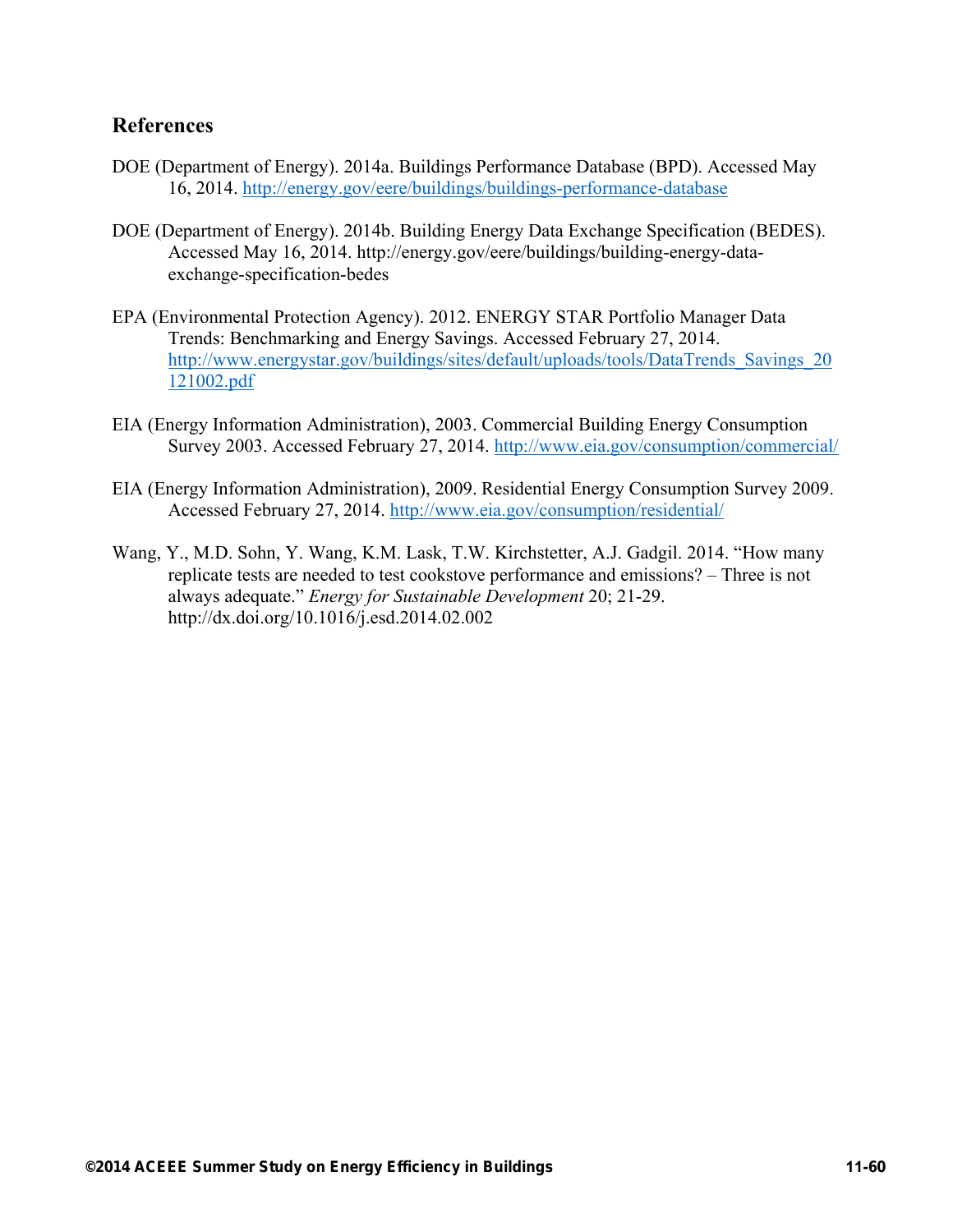## References

DOE (Department of Energy). 2014a. Buildings Performance Database (BPD). Accessed May 16, 2014. http://energy.gov/eere/buildings/buildings-performance-database

DOE (Department of Energy). 2014b. Building Energy Data Exchange Specification (BEDES). Accessed May 16, 2014. http://energy.gov/eere/buildings/building-energy-data-exchange-specification-bedes

EPA (Environmental Protection Agency). 2012. ENERGY STAR Portfolio Manager Data Trends: Benchmarking and Energy Savings. Accessed February 27, 2014. http://www.energystar.gov/buildings/sites/default/uploads/tools/DataTrends_Savings_20121002.pdf

EIA (Energy Information Administration), 2003. Commercial Building Energy Consumption Survey 2003. Accessed February 27, 2014. http://www.eia.gov/consumption/commercial/

EIA (Energy Information Administration), 2009. Residential Energy Consumption Survey 2009. Accessed February 27, 2014. http://www.eia.gov/consumption/residential/

Wang, Y., M.D. Sohn, Y. Wang, K.M. Lask, T.W. Kirchstetter, A.J. Gadgil. 2014. "How many replicate tests are needed to test cookstove performance and emissions? – Three is not always adequate." *Energy for Sustainable Development* 20; 21-29. http://dx.doi.org/10.1016/j.esd.2014.02.002